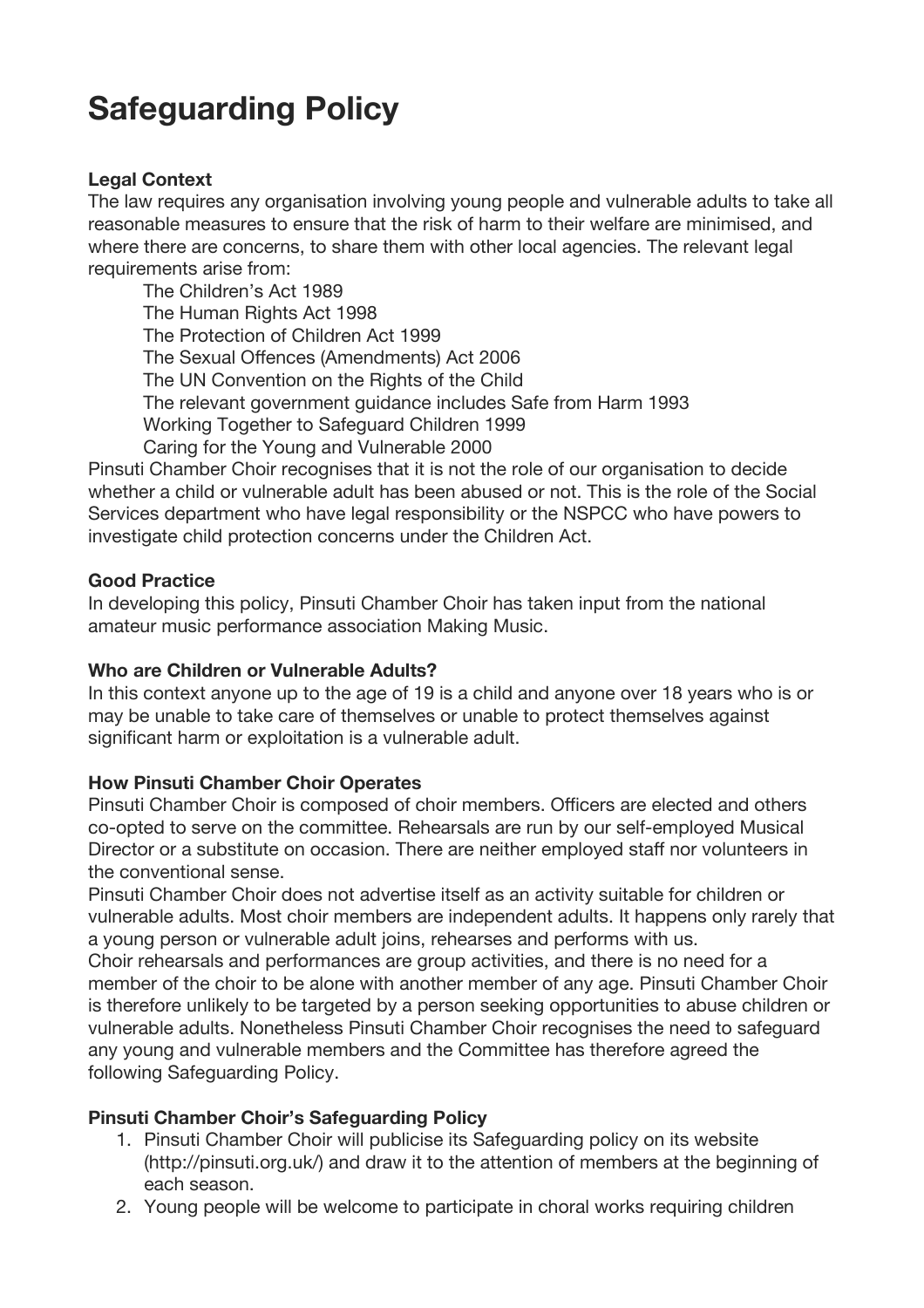# Safeguarding Policy

**Legal Context**

The law requires any organisation involving young people and vulnerable adults to take all reasonable measures to ensure that the risk of harm to their welfare are minimised, and where there are concerns, to share them with other local agencies. The relevant legal requirements arise from:

The Children's Act 1989
The Human Rights Act 1998
The Protection of Children Act 1999
The Sexual Offences (Amendments) Act 2006
The UN Convention on the Rights of the Child
The relevant government guidance includes Safe from Harm 1993
Working Together to Safeguard Children 1999
Caring for the Young and Vulnerable 2000

Pinsuti Chamber Choir recognises that it is not the role of our organisation to decide whether a child or vulnerable adult has been abused or not. This is the role of the Social Services department who have legal responsibility or the NSPCC who have powers to investigate child protection concerns under the Children Act.

**Good Practice**

In developing this policy, Pinsuti Chamber Choir has taken input from the national amateur music performance association Making Music.

**Who are Children or Vulnerable Adults?**

In this context anyone up to the age of 19 is a child and anyone over 18 years who is or may be unable to take care of themselves or unable to protect themselves against significant harm or exploitation is a vulnerable adult.

**How Pinsuti Chamber Choir Operates**

Pinsuti Chamber Choir is composed of choir members. Officers are elected and others co-opted to serve on the committee. Rehearsals are run by our self-employed Musical Director or a substitute on occasion. There are neither employed staff nor volunteers in the conventional sense.

Pinsuti Chamber Choir does not advertise itself as an activity suitable for children or vulnerable adults. Most choir members are independent adults. It happens only rarely that a young person or vulnerable adult joins, rehearses and performs with us.

Choir rehearsals and performances are group activities, and there is no need for a member of the choir to be alone with another member of any age. Pinsuti Chamber Choir is therefore unlikely to be targeted by a person seeking opportunities to abuse children or vulnerable adults. Nonetheless Pinsuti Chamber Choir recognises the need to safeguard any young and vulnerable members and the Committee has therefore agreed the following Safeguarding Policy.

**Pinsuti Chamber Choir's Safeguarding Policy**

1. Pinsuti Chamber Choir will publicise its Safeguarding policy on its website (http://pinsuti.org.uk/) and draw it to the attention of members at the beginning of each season.
2. Young people will be welcome to participate in choral works requiring children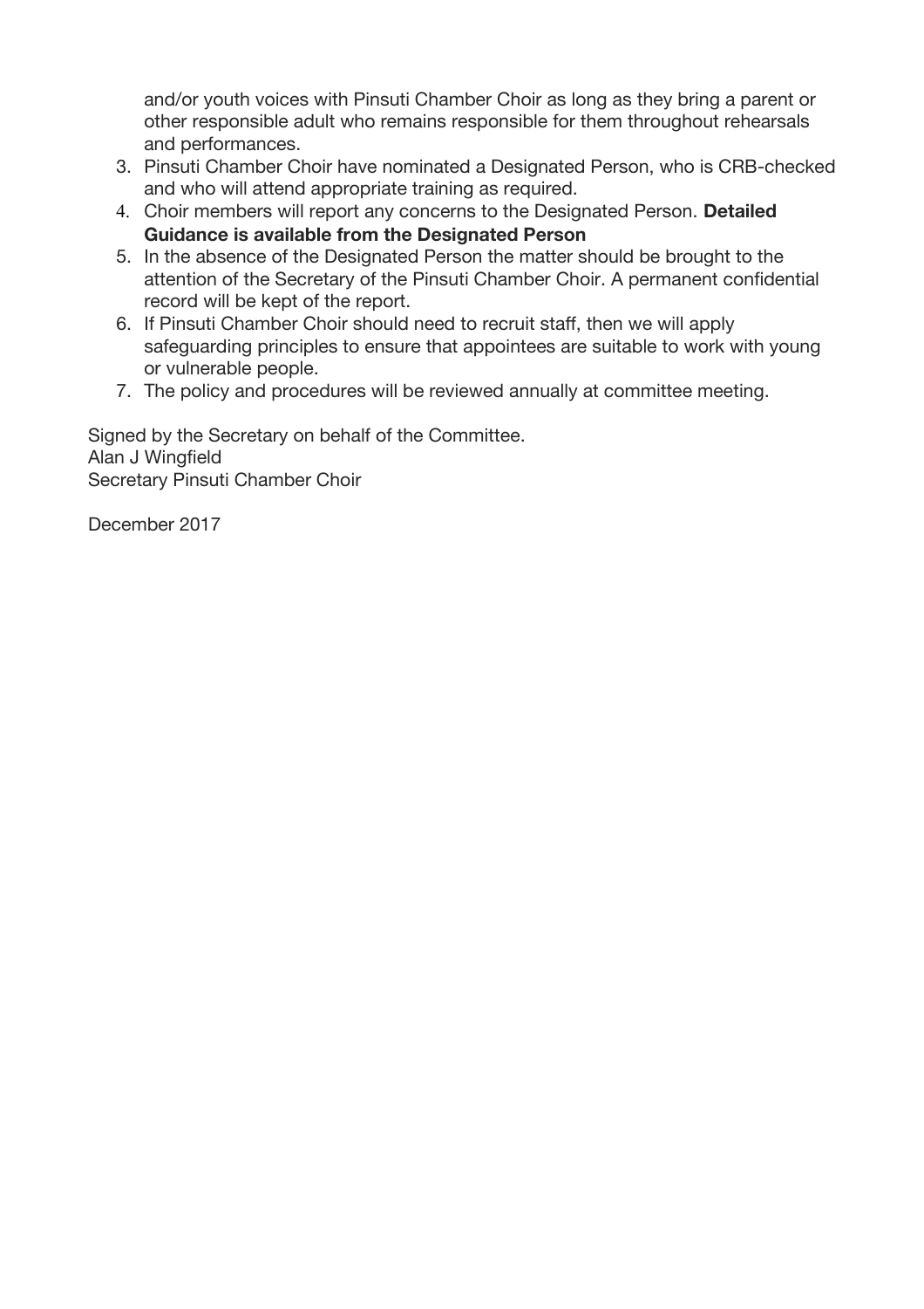and/or youth voices with Pinsuti Chamber Choir as long as they bring a parent or other responsible adult who remains responsible for them throughout rehearsals and performances.

3. Pinsuti Chamber Choir have nominated a Designated Person, who is CRB-checked and who will attend appropriate training as required.
4. Choir members will report any concerns to the Designated Person. **Detailed Guidance is available from the Designated Person**
5. In the absence of the Designated Person the matter should be brought to the attention of the Secretary of the Pinsuti Chamber Choir. A permanent confidential record will be kept of the report.
6. If Pinsuti Chamber Choir should need to recruit staff, then we will apply safeguarding principles to ensure that appointees are suitable to work with young or vulnerable people.
7. The policy and procedures will be reviewed annually at committee meeting.

Signed by the Secretary on behalf of the Committee.
Alan J Wingfield
Secretary Pinsuti Chamber Choir

December 2017